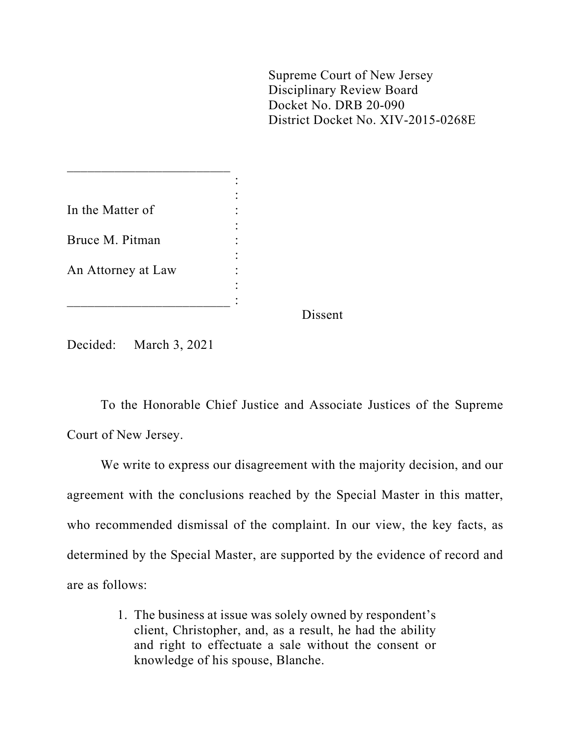Supreme Court of New Jersey
Disciplinary Review Board
Docket No. DRB 20-090
District Docket No. XIV-2015-0268E

In the Matter of

Bruce M. Pitman

An Attorney at Law

Dissent

Decided: March 3, 2021

To the Honorable Chief Justice and Associate Justices of the Supreme Court of New Jersey.

We write to express our disagreement with the majority decision, and our agreement with the conclusions reached by the Special Master in this matter, who recommended dismissal of the complaint. In our view, the key facts, as determined by the Special Master, are supported by the evidence of record and are as follows:

1. The business at issue was solely owned by respondent's client, Christopher, and, as a result, he had the ability and right to effectuate a sale without the consent or knowledge of his spouse, Blanche.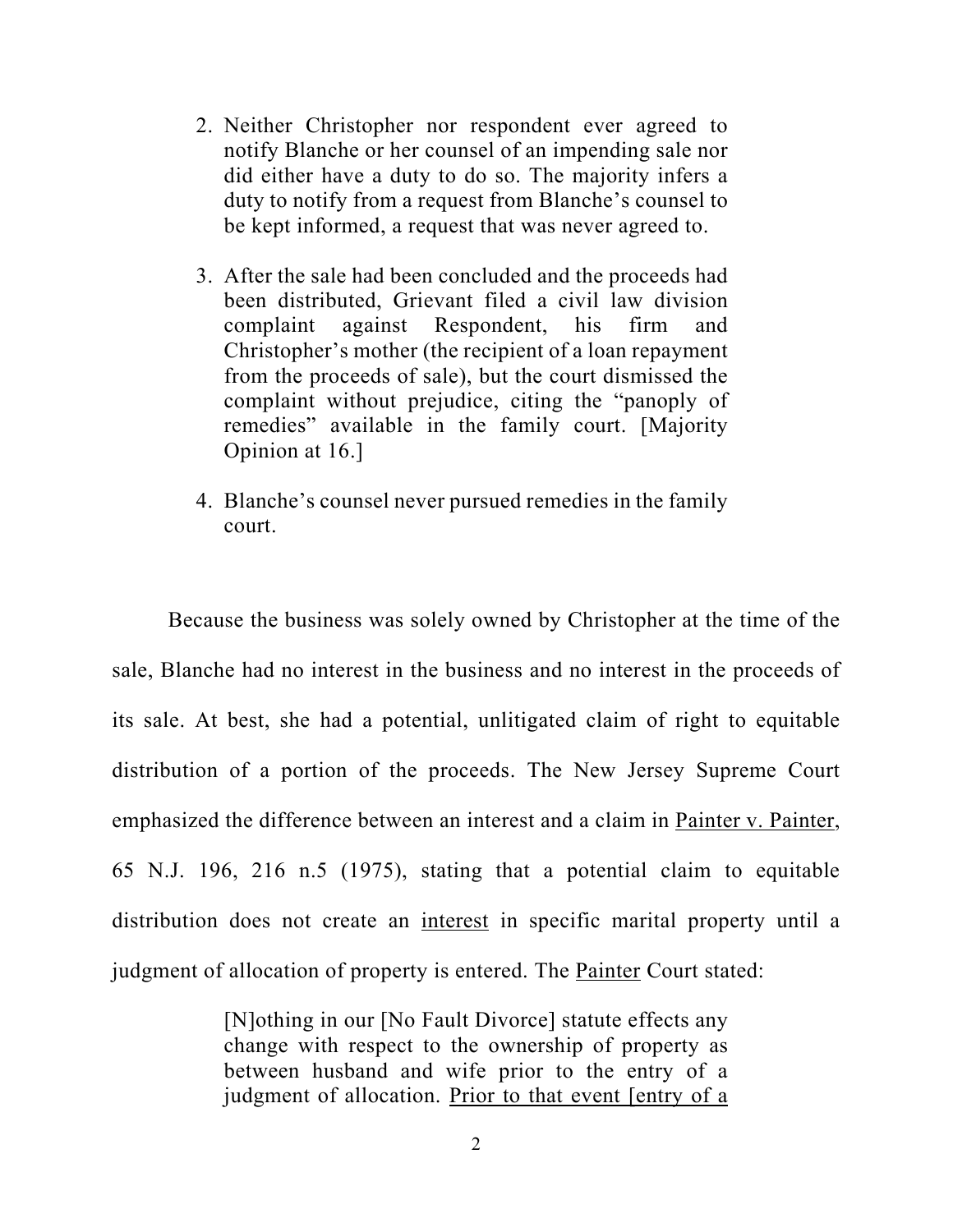2. Neither Christopher nor respondent ever agreed to notify Blanche or her counsel of an impending sale nor did either have a duty to do so. The majority infers a duty to notify from a request from Blanche's counsel to be kept informed, a request that was never agreed to.

3. After the sale had been concluded and the proceeds had been distributed, Grievant filed a civil law division complaint against Respondent, his firm and Christopher's mother (the recipient of a loan repayment from the proceeds of sale), but the court dismissed the complaint without prejudice, citing the "panoply of remedies" available in the family court. [Majority Opinion at 16.]

4. Blanche's counsel never pursued remedies in the family court.

Because the business was solely owned by Christopher at the time of the sale, Blanche had no interest in the business and no interest in the proceeds of its sale. At best, she had a potential, unlitigated claim of right to equitable distribution of a portion of the proceeds. The New Jersey Supreme Court emphasized the difference between an interest and a claim in <u>Painter v. Painter</u>, 65 N.J. 196, 216 n.5 (1975), stating that a potential claim to equitable distribution does not create an <u>interest</u> in specific marital property until a judgment of allocation of property is entered. The <u>Painter</u> Court stated:

> [N]othing in our [No Fault Divorce] statute effects any change with respect to the ownership of property as between husband and wife prior to the entry of a judgment of allocation. <u>Prior to that event [entry of a</u>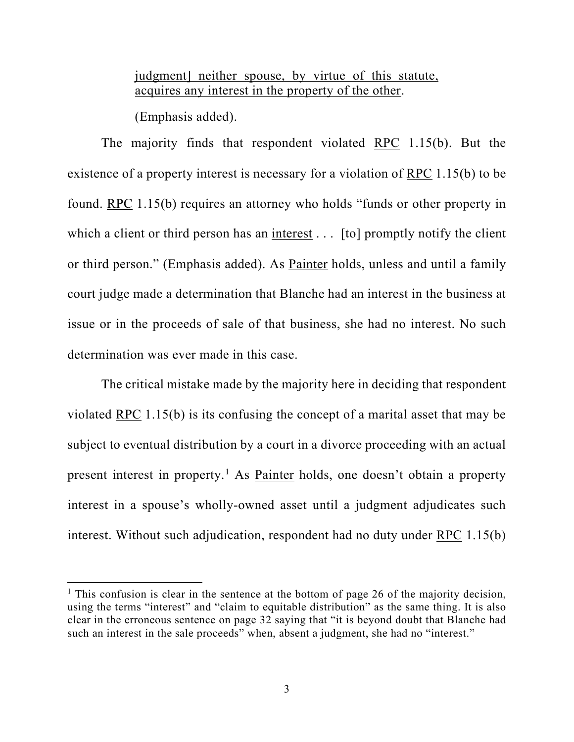judgment] neither spouse, by virtue of this statute, acquires any interest in the property of the other.

(Emphasis added).

The majority finds that respondent violated RPC 1.15(b). But the existence of a property interest is necessary for a violation of RPC 1.15(b) to be found. RPC 1.15(b) requires an attorney who holds "funds or other property in which a client or third person has an interest . . . [to] promptly notify the client or third person." (Emphasis added). As Painter holds, unless and until a family court judge made a determination that Blanche had an interest in the business at issue or in the proceeds of sale of that business, she had no interest. No such determination was ever made in this case.

The critical mistake made by the majority here in deciding that respondent violated RPC 1.15(b) is its confusing the concept of a marital asset that may be subject to eventual distribution by a court in a divorce proceeding with an actual present interest in property.[1] As Painter holds, one doesn't obtain a property interest in a spouse's wholly-owned asset until a judgment adjudicates such interest. Without such adjudication, respondent had no duty under RPC 1.15(b)

[1] This confusion is clear in the sentence at the bottom of page 26 of the majority decision, using the terms "interest" and "claim to equitable distribution" as the same thing. It is also clear in the erroneous sentence on page 32 saying that "it is beyond doubt that Blanche had such an interest in the sale proceeds" when, absent a judgment, she had no "interest."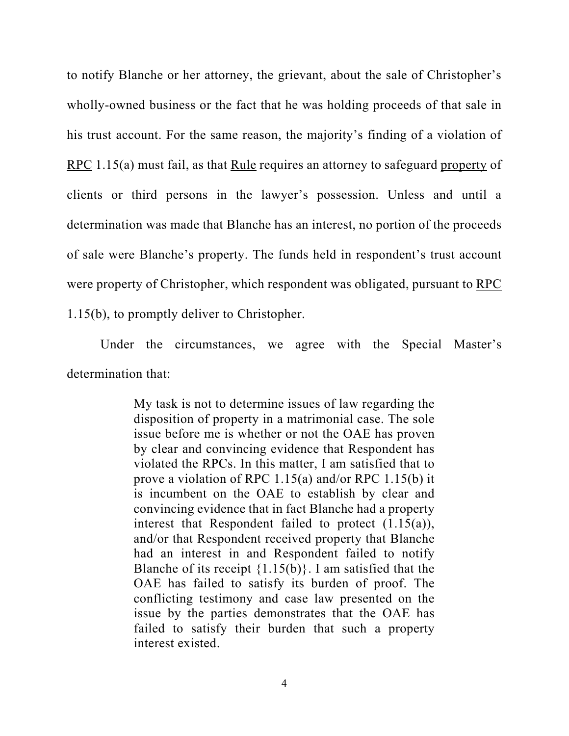to notify Blanche or her attorney, the grievant, about the sale of Christopher's wholly-owned business or the fact that he was holding proceeds of that sale in his trust account. For the same reason, the majority's finding of a violation of RPC 1.15(a) must fail, as that Rule requires an attorney to safeguard property of clients or third persons in the lawyer's possession. Unless and until a determination was made that Blanche has an interest, no portion of the proceeds of sale were Blanche's property. The funds held in respondent's trust account were property of Christopher, which respondent was obligated, pursuant to RPC 1.15(b), to promptly deliver to Christopher.

Under the circumstances, we agree with the Special Master's determination that:

> My task is not to determine issues of law regarding the disposition of property in a matrimonial case. The sole issue before me is whether or not the OAE has proven by clear and convincing evidence that Respondent has violated the RPCs. In this matter, I am satisfied that to prove a violation of RPC 1.15(a) and/or RPC 1.15(b) it is incumbent on the OAE to establish by clear and convincing evidence that in fact Blanche had a property interest that Respondent failed to protect (1.15(a)), and/or that Respondent received property that Blanche had an interest in and Respondent failed to notify Blanche of its receipt {1.15(b)}. I am satisfied that the OAE has failed to satisfy its burden of proof. The conflicting testimony and case law presented on the issue by the parties demonstrates that the OAE has failed to satisfy their burden that such a property interest existed.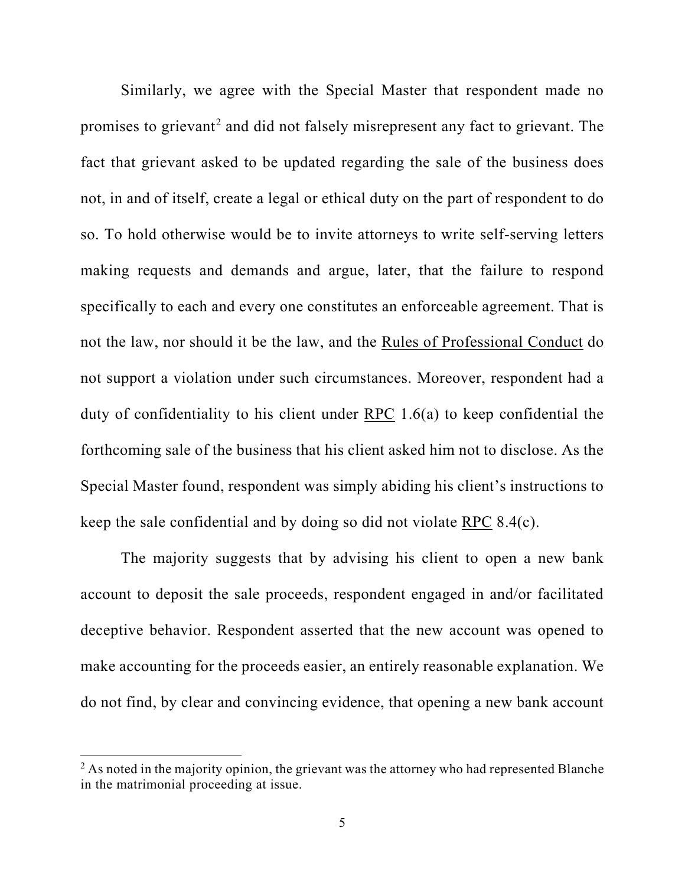Similarly, we agree with the Special Master that respondent made no promises to grievant[2] and did not falsely misrepresent any fact to grievant. The fact that grievant asked to be updated regarding the sale of the business does not, in and of itself, create a legal or ethical duty on the part of respondent to do so. To hold otherwise would be to invite attorneys to write self-serving letters making requests and demands and argue, later, that the failure to respond specifically to each and every one constitutes an enforceable agreement. That is not the law, nor should it be the law, and the Rules of Professional Conduct do not support a violation under such circumstances. Moreover, respondent had a duty of confidentiality to his client under RPC 1.6(a) to keep confidential the forthcoming sale of the business that his client asked him not to disclose. As the Special Master found, respondent was simply abiding his client's instructions to keep the sale confidential and by doing so did not violate RPC 8.4(c).

The majority suggests that by advising his client to open a new bank account to deposit the sale proceeds, respondent engaged in and/or facilitated deceptive behavior. Respondent asserted that the new account was opened to make accounting for the proceeds easier, an entirely reasonable explanation. We do not find, by clear and convincing evidence, that opening a new bank account

[2] As noted in the majority opinion, the grievant was the attorney who had represented Blanche in the matrimonial proceeding at issue.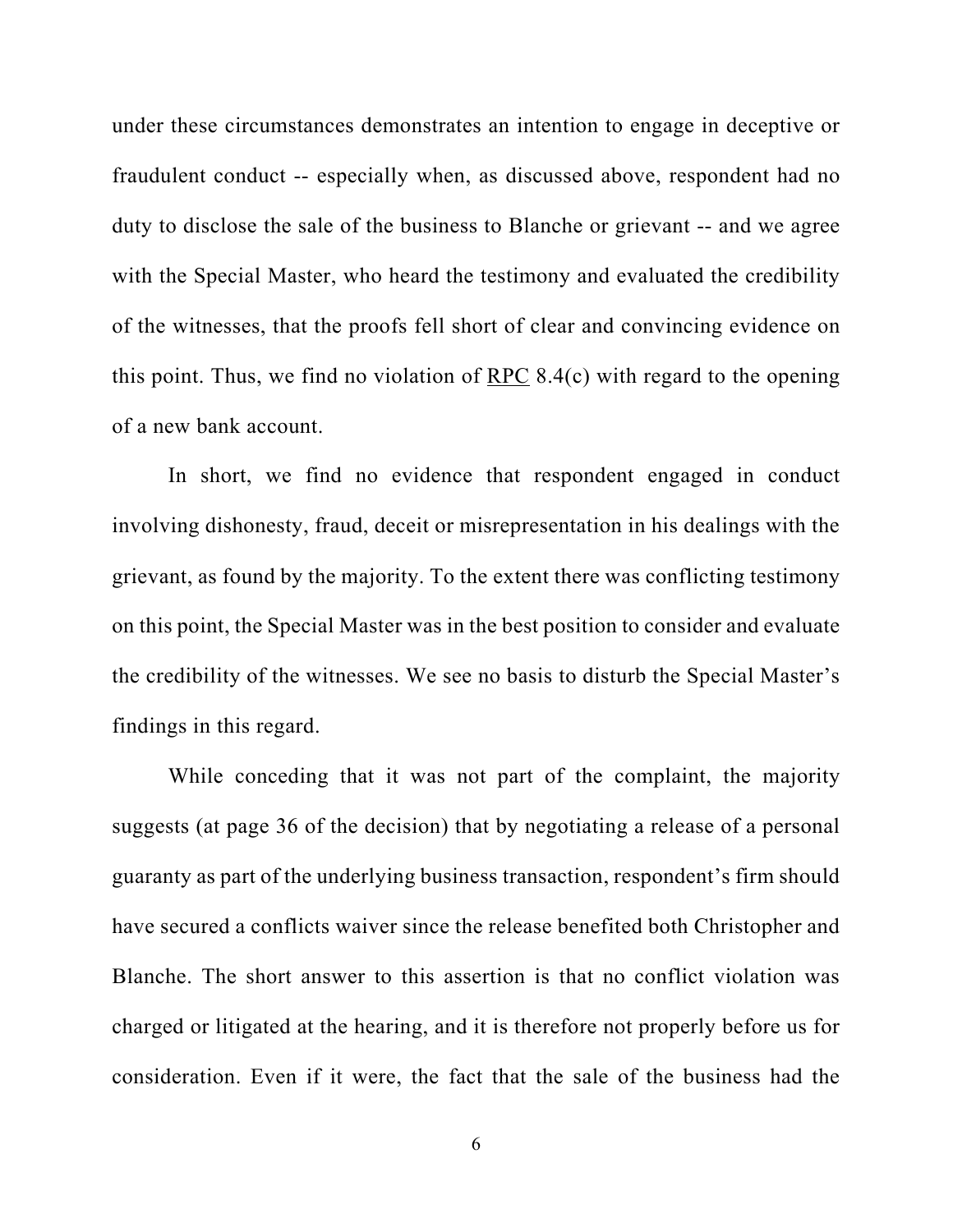under these circumstances demonstrates an intention to engage in deceptive or fraudulent conduct -- especially when, as discussed above, respondent had no duty to disclose the sale of the business to Blanche or grievant -- and we agree with the Special Master, who heard the testimony and evaluated the credibility of the witnesses, that the proofs fell short of clear and convincing evidence on this point. Thus, we find no violation of RPC 8.4(c) with regard to the opening of a new bank account.

In short, we find no evidence that respondent engaged in conduct involving dishonesty, fraud, deceit or misrepresentation in his dealings with the grievant, as found by the majority. To the extent there was conflicting testimony on this point, the Special Master was in the best position to consider and evaluate the credibility of the witnesses. We see no basis to disturb the Special Master's findings in this regard.

While conceding that it was not part of the complaint, the majority suggests (at page 36 of the decision) that by negotiating a release of a personal guaranty as part of the underlying business transaction, respondent's firm should have secured a conflicts waiver since the release benefited both Christopher and Blanche. The short answer to this assertion is that no conflict violation was charged or litigated at the hearing, and it is therefore not properly before us for consideration. Even if it were, the fact that the sale of the business had the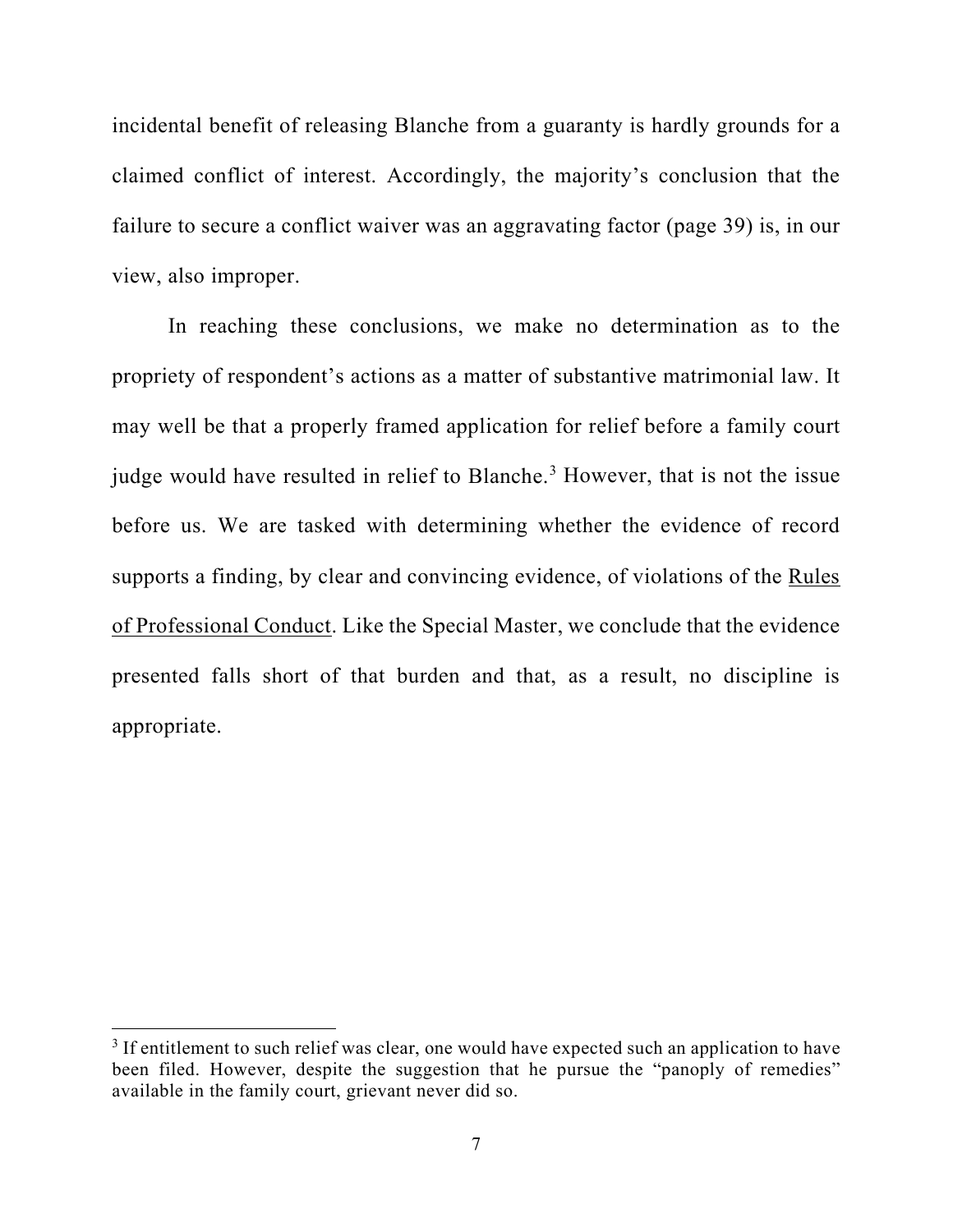incidental benefit of releasing Blanche from a guaranty is hardly grounds for a claimed conflict of interest. Accordingly, the majority's conclusion that the failure to secure a conflict waiver was an aggravating factor (page 39) is, in our view, also improper.

In reaching these conclusions, we make no determination as to the propriety of respondent's actions as a matter of substantive matrimonial law. It may well be that a properly framed application for relief before a family court judge would have resulted in relief to Blanche.[3] However, that is not the issue before us. We are tasked with determining whether the evidence of record supports a finding, by clear and convincing evidence, of violations of the Rules of Professional Conduct. Like the Special Master, we conclude that the evidence presented falls short of that burden and that, as a result, no discipline is appropriate.

---

[3] If entitlement to such relief was clear, one would have expected such an application to have been filed. However, despite the suggestion that he pursue the "panoply of remedies" available in the family court, grievant never did so.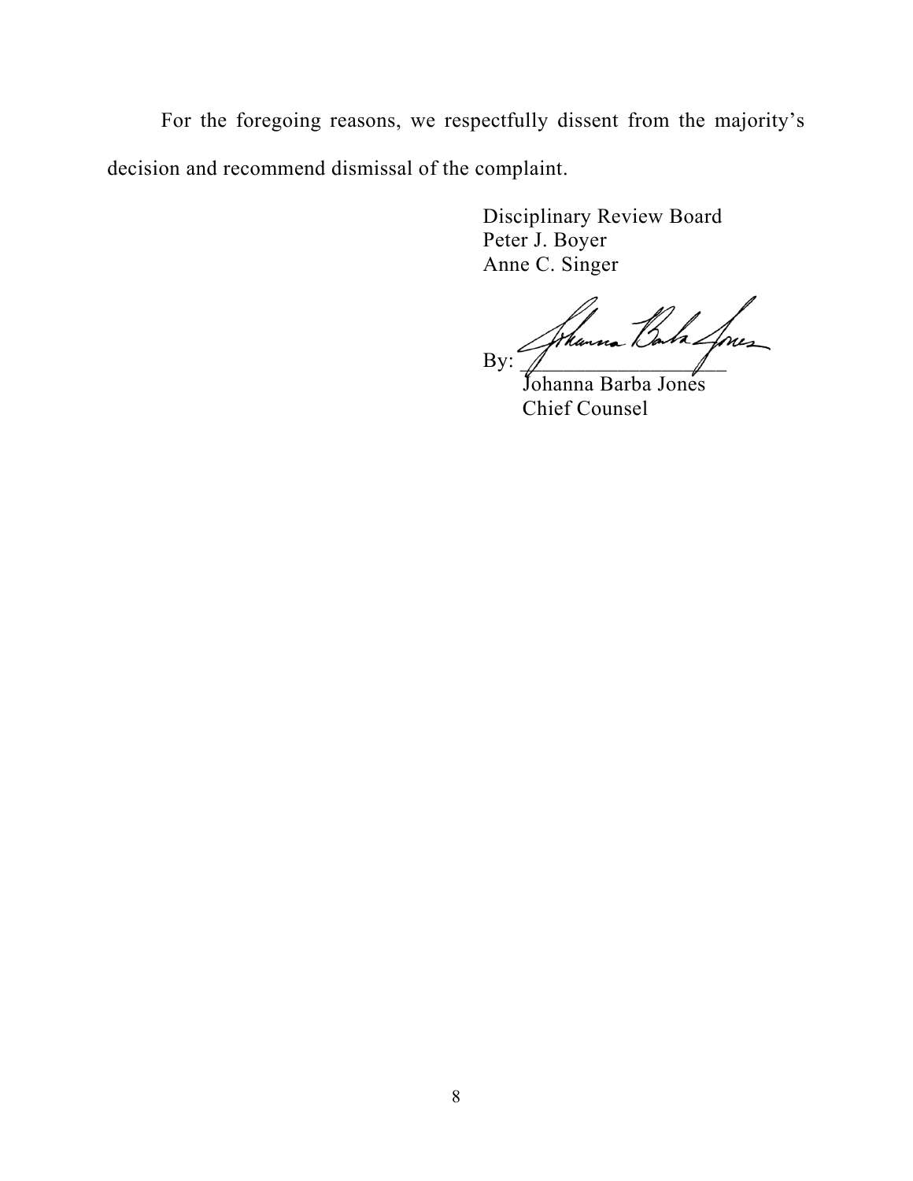For the foregoing reasons, we respectfully dissent from the majority's decision and recommend dismissal of the complaint.

Disciplinary Review Board
Peter J. Boyer
Anne C. Singer

By: ____________________
Johanna Barba Jones
Chief Counsel